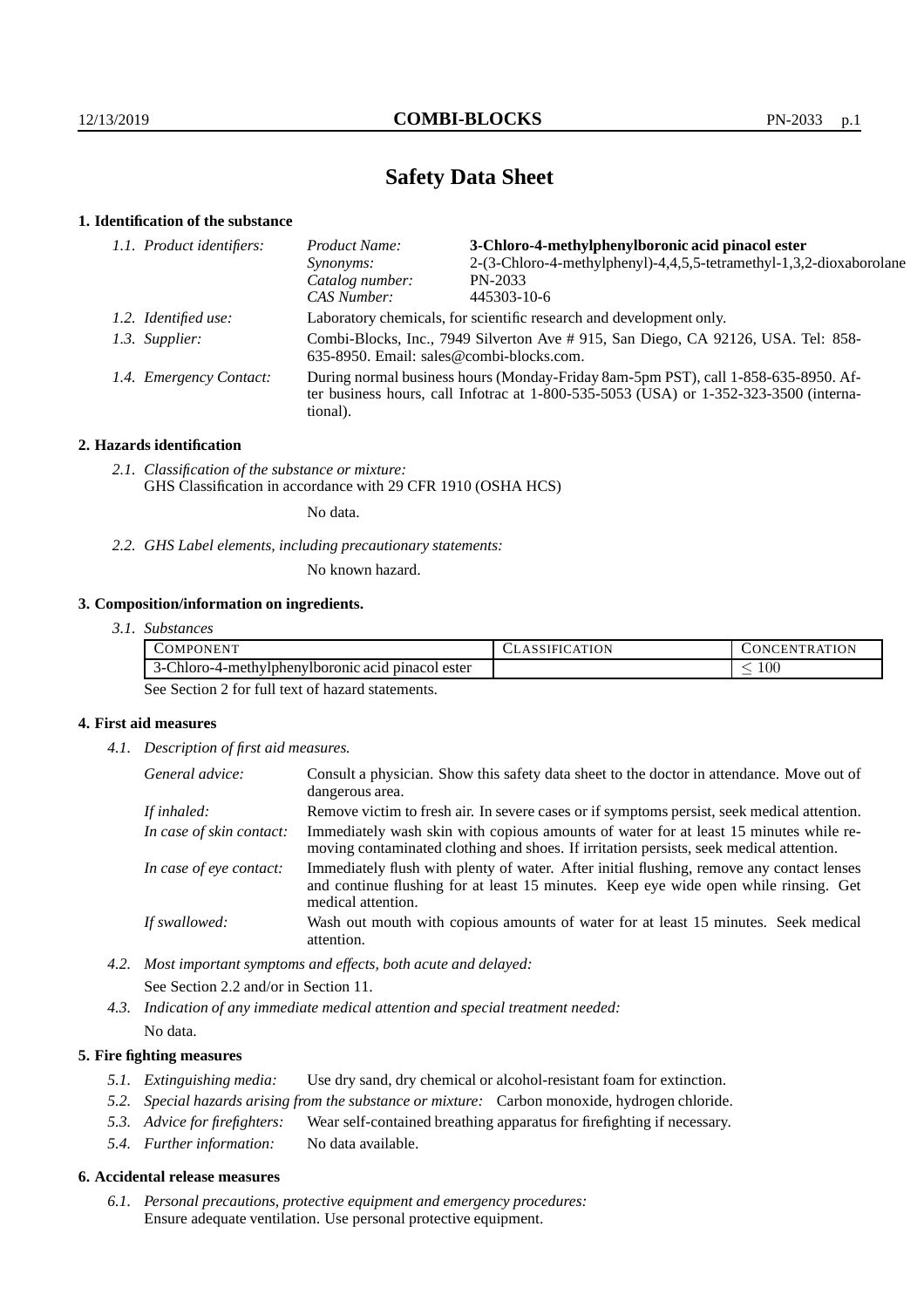# Safety Data Sheet

## 1. Identification of the substance

*1.1. Product identifiers:*

| | |
|---|---|
| *Product Name:* | **3-Chloro-4-methylphenylboronic acid pinacol ester** |
| *Synonyms:* | 2-(3-Chloro-4-methylphenyl)-4,4,5,5-tetramethyl-1,3,2-dioxaborolane |
| *Catalog number:* | PN-2033 |
| *CAS Number:* | 445303-10-6 |

*1.2. Identified use:* Laboratory chemicals, for scientific research and development only.

*1.3. Supplier:* Combi-Blocks, Inc., 7949 Silverton Ave # 915, San Diego, CA 92126, USA. Tel: 858-635-8950. Email: sales@combi-blocks.com.

*1.4. Emergency Contact:* During normal business hours (Monday-Friday 8am-5pm PST), call 1-858-635-8950. After business hours, call Infotrac at 1-800-535-5053 (USA) or 1-352-323-3500 (international).

## 2. Hazards identification

*2.1. Classification of the substance or mixture:*
GHS Classification in accordance with 29 CFR 1910 (OSHA HCS)

No data.

*2.2. GHS Label elements, including precautionary statements:*

No known hazard.

## 3. Composition/information on ingredients.

*3.1. Substances*

| COMPONENT | CLASSIFICATION | CONCENTRATION |
|---|---|---|
| 3-Chloro-4-methylphenylboronic acid pinacol ester | | $\leq 100$ |

See Section 2 for full text of hazard statements.

## 4. First aid measures

*4.1. Description of first aid measures.*

*General advice:* Consult a physician. Show this safety data sheet to the doctor in attendance. Move out of dangerous area.

*If inhaled:* Remove victim to fresh air. In severe cases or if symptoms persist, seek medical attention.

*In case of skin contact:* Immediately wash skin with copious amounts of water for at least 15 minutes while removing contaminated clothing and shoes. If irritation persists, seek medical attention.

*In case of eye contact:* Immediately flush with plenty of water. After initial flushing, remove any contact lenses and continue flushing for at least 15 minutes. Keep eye wide open while rinsing. Get medical attention.

*If swallowed:* Wash out mouth with copious amounts of water for at least 15 minutes. Seek medical attention.

*4.2. Most important symptoms and effects, both acute and delayed:*

See Section 2.2 and/or in Section 11.

*4.3. Indication of any immediate medical attention and special treatment needed:*

No data.

## 5. Fire fighting measures

*5.1. Extinguishing media:* Use dry sand, dry chemical or alcohol-resistant foam for extinction.

*5.2. Special hazards arising from the substance or mixture:* Carbon monoxide, hydrogen chloride.

*5.3. Advice for firefighters:* Wear self-contained breathing apparatus for firefighting if necessary.

*5.4. Further information:* No data available.

## 6. Accidental release measures

*6.1. Personal precautions, protective equipment and emergency procedures:*
Ensure adequate ventilation. Use personal protective equipment.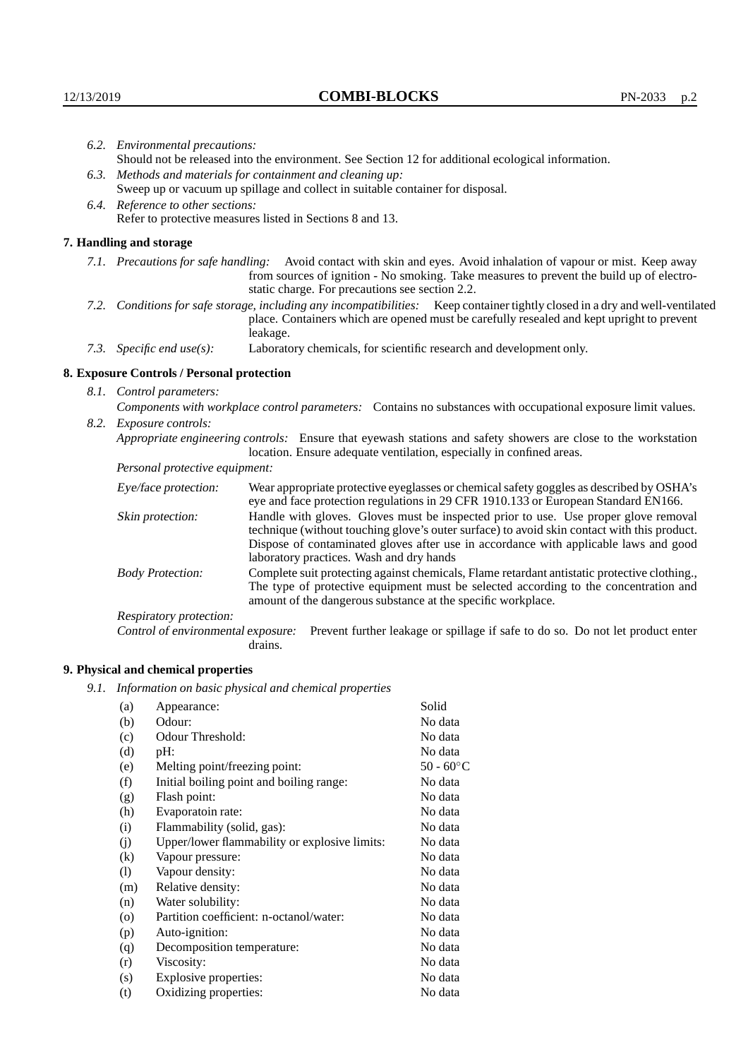*6.2. Environmental precautions:*
Should not be released into the environment. See Section 12 for additional ecological information.

*6.3. Methods and materials for containment and cleaning up:*
Sweep up or vacuum up spillage and collect in suitable container for disposal.

*6.4. Reference to other sections:*
Refer to protective measures listed in Sections 8 and 13.

## 7. Handling and storage

*7.1. Precautions for safe handling:* Avoid contact with skin and eyes. Avoid inhalation of vapour or mist. Keep away from sources of ignition - No smoking. Take measures to prevent the build up of electrostatic charge. For precautions see section 2.2.

*7.2. Conditions for safe storage, including any incompatibilities:* Keep container tightly closed in a dry and well-ventilated place. Containers which are opened must be carefully resealed and kept upright to prevent leakage.

*7.3. Specific end use(s):* Laboratory chemicals, for scientific research and development only.

## 8. Exposure Controls / Personal protection

*8.1. Control parameters:*
*Components with workplace control parameters:* Contains no substances with occupational exposure limit values.

*8.2. Exposure controls:*
*Appropriate engineering controls:* Ensure that eyewash stations and safety showers are close to the workstation location. Ensure adequate ventilation, especially in confined areas.

*Personal protective equipment:*

*Eye/face protection:* Wear appropriate protective eyeglasses or chemical safety goggles as described by OSHA's eye and face protection regulations in 29 CFR 1910.133 or European Standard EN166.

*Skin protection:* Handle with gloves. Gloves must be inspected prior to use. Use proper glove removal technique (without touching glove's outer surface) to avoid skin contact with this product. Dispose of contaminated gloves after use in accordance with applicable laws and good laboratory practices. Wash and dry hands

*Body Protection:* Complete suit protecting against chemicals, Flame retardant antistatic protective clothing., The type of protective equipment must be selected according to the concentration and amount of the dangerous substance at the specific workplace.

*Respiratory protection:*

*Control of environmental exposure:* Prevent further leakage or spillage if safe to do so. Do not let product enter drains.

## 9. Physical and chemical properties

*9.1. Information on basic physical and chemical properties*

| | | |
|---|---|---|
| (a) | Appearance: | Solid |
| (b) | Odour: | No data |
| (c) | Odour Threshold: | No data |
| (d) | pH: | No data |
| (e) | Melting point/freezing point: | 50 - 60°C |
| (f) | Initial boiling point and boiling range: | No data |
| (g) | Flash point: | No data |
| (h) | Evaporatoin rate: | No data |
| (i) | Flammability (solid, gas): | No data |
| (j) | Upper/lower flammability or explosive limits: | No data |
| (k) | Vapour pressure: | No data |
| (l) | Vapour density: | No data |
| (m) | Relative density: | No data |
| (n) | Water solubility: | No data |
| (o) | Partition coefficient: n-octanol/water: | No data |
| (p) | Auto-ignition: | No data |
| (q) | Decomposition temperature: | No data |
| (r) | Viscosity: | No data |
| (s) | Explosive properties: | No data |
| (t) | Oxidizing properties: | No data |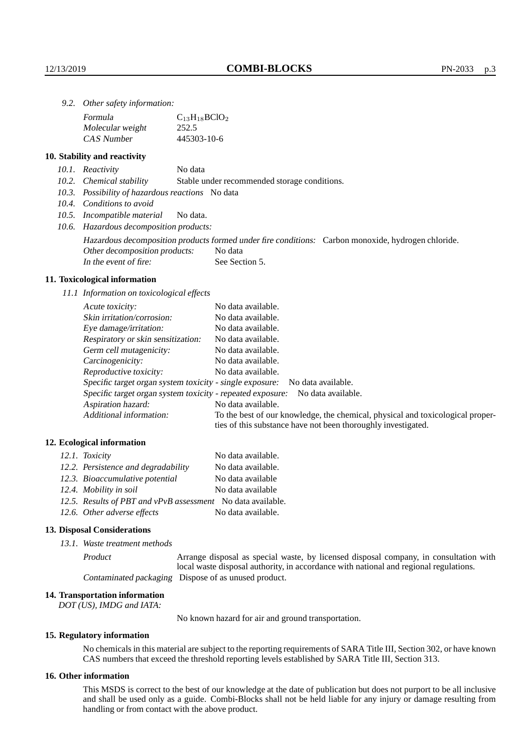*9.2. Other safety information:*

| | |
|---|---|
| *Formula* | $C_{13}H_{18}BClO_2$ |
| *Molecular weight* | 252.5 |
| *CAS Number* | 445303-10-6 |

## 10. Stability and reactivity

*10.1. Reactivity* No data

*10.2. Chemical stability* Stable under recommended storage conditions.

*10.3. Possibility of hazardous reactions* No data

*10.4. Conditions to avoid*

*10.5. Incompatible material* No data.

*10.6. Hazardous decomposition products:*

*Hazardous decomposition products formed under fire conditions:* Carbon monoxide, hydrogen chloride.

*Other decomposition products:* No data

*In the event of fire:* See Section 5.

## 11. Toxicological information

*11.1 Information on toxicological effects*

| | |
|---|---|
| *Acute toxicity:* | No data available. |
| *Skin irritation/corrosion:* | No data available. |
| *Eye damage/irritation:* | No data available. |
| *Respiratory or skin sensitization:* | No data available. |
| *Germ cell mutagenicity:* | No data available. |
| *Carcinogenicity:* | No data available. |
| *Reproductive toxicity:* | No data available. |
| *Specific target organ system toxicity - single exposure:* | No data available. |
| *Specific target organ system toxicity - repeated exposure:* | No data available. |
| *Aspiration hazard:* | No data available. |
| *Additional information:* | To the best of our knowledge, the chemical, physical and toxicological properties of this substance have not been thoroughly investigated. |

## 12. Ecological information

| | |
|---|---|
| *12.1. Toxicity* | No data available. |
| *12.2. Persistence and degradability* | No data available. |
| *12.3. Bioaccumulative potential* | No data available |
| *12.4. Mobility in soil* | No data available |
| *12.5. Results of PBT and vPvB assessment* | No data available. |
| *12.6. Other adverse effects* | No data available. |

## 13. Disposal Considerations

*13.1. Waste treatment methods*

*Product* Arrange disposal as special waste, by licensed disposal company, in consultation with local waste disposal authority, in accordance with national and regional regulations.

*Contaminated packaging* Dispose of as unused product.

## 14. Transportation information

*DOT (US), IMDG and IATA:*

No known hazard for air and ground transportation.

## 15. Regulatory information

No chemicals in this material are subject to the reporting requirements of SARA Title III, Section 302, or have known CAS numbers that exceed the threshold reporting levels established by SARA Title III, Section 313.

## 16. Other information

This MSDS is correct to the best of our knowledge at the date of publication but does not purport to be all inclusive and shall be used only as a guide. Combi-Blocks shall not be held liable for any injury or damage resulting from handling or from contact with the above product.